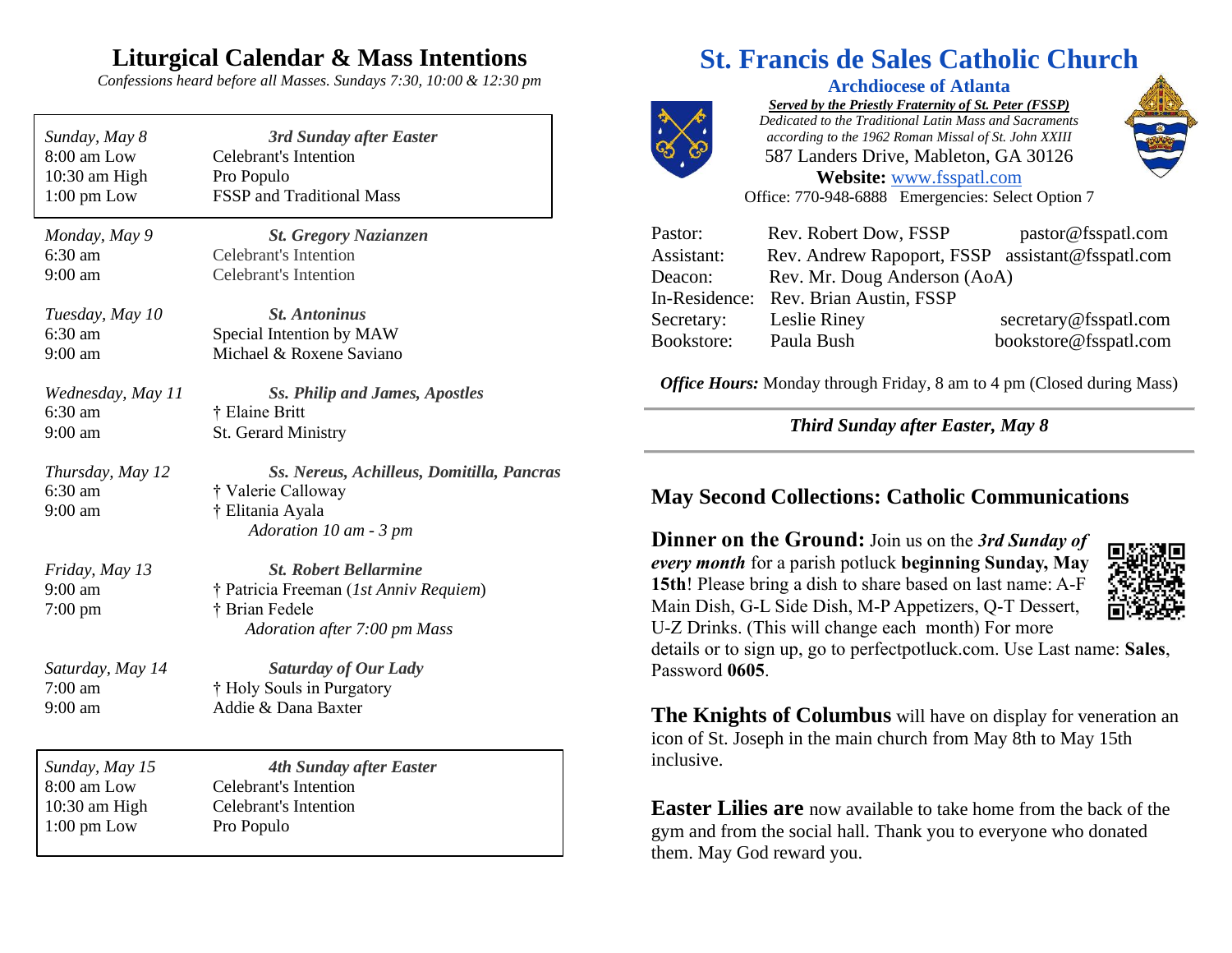# Liturgical Calendar & Mass Intentions

*Confessions heard before all Masses. Sundays 7:30, 10:00 & 12:30 pm*

| *Sunday, May 8* | ***3rd Sunday after Easter*** |
|---|---|
| 8:00 am Low | Celebrant's Intention |
| 10:30 am High | Pro Populo |
| 1:00 pm Low | FSSP and Traditional Mass |

| *Monday, May 9* | ***St. Gregory Nazianzen*** |
|---|---|
| 6:30 am | Celebrant's Intention |
| 9:00 am | Celebrant's Intention |

| *Tuesday, May 10* | ***St. Antoninus*** |
|---|---|
| 6:30 am | Special Intention by MAW |
| 9:00 am | Michael & Roxene Saviano |

| *Wednesday, May 11* | ***Ss. Philip and James, Apostles*** |
|---|---|
| 6:30 am | † Elaine Britt |
| 9:00 am | St. Gerard Ministry |

| *Thursday, May 12* | ***Ss. Nereus, Achilleus, Domitilla, Pancras*** |
|---|---|
| 6:30 am | † Valerie Calloway |
| 9:00 am | † Elitania Ayala |
| | *Adoration 10 am - 3 pm* |

| *Friday, May 13* | ***St. Robert Bellarmine*** |
|---|---|
| 9:00 am | † Patricia Freeman (*1st Anniv Requiem*) |
| 7:00 pm | † Brian Fedele |
| | *Adoration after 7:00 pm Mass* |

| *Saturday, May 14* | ***Saturday of Our Lady*** |
|---|---|
| 7:00 am | † Holy Souls in Purgatory |
| 9:00 am | Addie & Dana Baxter |

| *Sunday, May 15* | ***4th Sunday after Easter*** |
|---|---|
| 8:00 am Low | Celebrant's Intention |
| 10:30 am High | Celebrant's Intention |
| 1:00 pm Low | Pro Populo |

# St. Francis de Sales Catholic Church

## Archdiocese of Atlanta

***Served by the Priestly Fraternity of St. Peter (FSSP)***

*Dedicated to the Traditional Latin Mass and Sacraments according to the 1962 Roman Missal of St. John XXIII*

587 Landers Drive, Mableton, GA 30126

**Website:** www.fsspatl.com

Office: 770-948-6888 Emergencies: Select Option 7

| | | |
|---|---|---|
| Pastor: | Rev. Robert Dow, FSSP | pastor@fsspatl.com |
| Assistant: | Rev. Andrew Rapoport, FSSP | assistant@fsspatl.com |
| Deacon: | Rev. Mr. Doug Anderson (AoA) | |
| In-Residence: | Rev. Brian Austin, FSSP | |
| Secretary: | Leslie Riney | secretary@fsspatl.com |
| Bookstore: | Paula Bush | bookstore@fsspatl.com |

***Office Hours:*** Monday through Friday, 8 am to 4 pm (Closed during Mass)

***Third Sunday after Easter, May 8***

## May Second Collections: Catholic Communications

**Dinner on the Ground:** Join us on the ***3rd Sunday of every month*** for a parish potluck **beginning Sunday, May 15th**! Please bring a dish to share based on last name: A-F Main Dish, G-L Side Dish, M-P Appetizers, Q-T Dessert, U-Z Drinks. (This will change each month) For more details or to sign up, go to perfectpotluck.com. Use Last name: **Sales**, Password **0605**.

**The Knights of Columbus** will have on display for veneration an icon of St. Joseph in the main church from May 8th to May 15th inclusive.

**Easter Lilies are** now available to take home from the back of the gym and from the social hall. Thank you to everyone who donated them. May God reward you.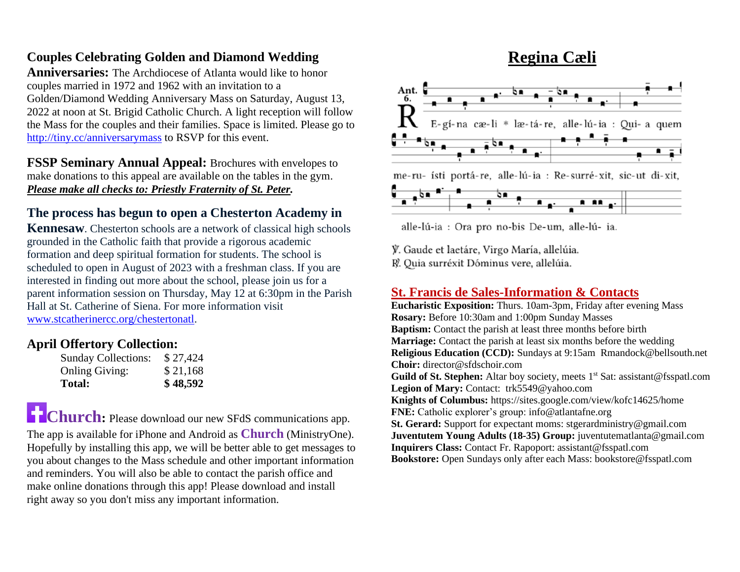**Couples Celebrating Golden and Diamond Wedding Anniversaries:** The Archdiocese of Atlanta would like to honor couples married in 1972 and 1962 with an invitation to a Golden/Diamond Wedding Anniversary Mass on Saturday, August 13, 2022 at noon at St. Brigid Catholic Church. A light reception will follow the Mass for the couples and their families. Space is limited. Please go to http://tiny.cc/anniversarymass to RSVP for this event.

**FSSP Seminary Annual Appeal:** Brochures with envelopes to make donations to this appeal are available on the tables in the gym. ***Please make all checks to: Priestly Fraternity of St. Peter.***

**The process has begun to open a Chesterton Academy in Kennesaw**. Chesterton schools are a network of classical high schools grounded in the Catholic faith that provide a rigorous academic formation and deep spiritual formation for students. The school is scheduled to open in August of 2023 with a freshman class. If you are interested in finding out more about the school, please join us for a parent information session on Thursday, May 12 at 6:30pm in the Parish Hall at St. Catherine of Siena. For more information visit www.stcatherinercc.org/chestertonatl.

## April Offertory Collection:

| | |
|---|---|
| Sunday Collections: | $ 27,424 |
| Onling Giving: | $ 21,168 |
| **Total:** | **$ 48,592** |

**Church:** Please download our new SFdS communications app. The app is available for iPhone and Android as **Church** (MinistryOne). Hopefully by installing this app, we will be better able to get messages to you about changes to the Mass schedule and other important information and reminders. You will also be able to contact the parish office and make online donations through this app! Please download and install right away so you don't miss any important information.

# Regina Cæli

Ant. 6.

Regína cæli * lætáre, allelúia: Quia quem meruísti portáre, allelúia: Resurréxit, sicut dixit, allelúia: Ora pro nobis Deum, allelúia.

℣. Gaude et lætáre, Virgo María, allelúia.
℟. Quia surréxit Dóminus vere, allelúia.

## St. Francis de Sales-Information & Contacts

**Eucharistic Exposition:** Thurs. 10am-3pm, Friday after evening Mass
**Rosary:** Before 10:30am and 1:00pm Sunday Masses
**Baptism:** Contact the parish at least three months before birth
**Marriage:** Contact the parish at least six months before the wedding
**Religious Education (CCD):** Sundays at 9:15am Rmandock@bellsouth.net
**Choir:** director@sfdschoir.com
**Guild of St. Stephen:** Altar boy society, meets 1st Sat: assistant@fsspatl.com
**Legion of Mary:** Contact: trk5549@yahoo.com
**Knights of Columbus:** https://sites.google.com/view/kofc14625/home
**FNE:** Catholic explorer's group: info@atlantafne.org
**St. Gerard:** Support for expectant moms: stgerardministry@gmail.com
**Juventutem Young Adults (18-35) Group:** juventutematlanta@gmail.com
**Inquirers Class:** Contact Fr. Rapoport: assistant@fsspatl.com
**Bookstore:** Open Sundays only after each Mass: bookstore@fsspatl.com